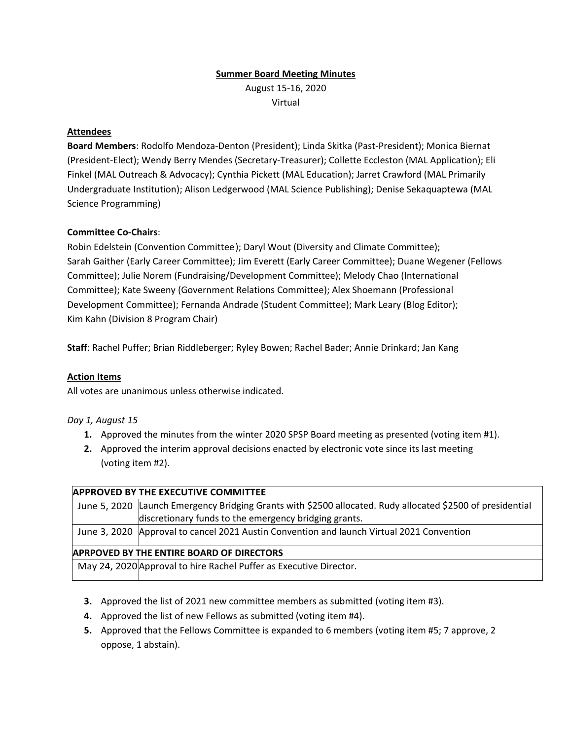# Summer Board Meeting Minutes

August 15-16, 2020

Virtual

## Attendees

**Board Members**: Rodolfo Mendoza-Denton (President); Linda Skitka (Past-President); Monica Biernat (President-Elect); Wendy Berry Mendes (Secretary-Treasurer); Collette Eccleston (MAL Application); Eli Finkel (MAL Outreach & Advocacy); Cynthia Pickett (MAL Education); Jarret Crawford (MAL Primarily Undergraduate Institution); Alison Ledgerwood (MAL Science Publishing); Denise Sekaquaptewa (MAL Science Programming)

**Committee Co-Chairs**:

Robin Edelstein (Convention Committee); Daryl Wout (Diversity and Climate Committee); Sarah Gaither (Early Career Committee); Jim Everett (Early Career Committee); Duane Wegener (Fellows Committee); Julie Norem (Fundraising/Development Committee); Melody Chao (International Committee); Kate Sweeny (Government Relations Committee); Alex Shoemann (Professional Development Committee); Fernanda Andrade (Student Committee); Mark Leary (Blog Editor); Kim Kahn (Division 8 Program Chair)

**Staff**: Rachel Puffer; Brian Riddleberger; Ryley Bowen; Rachel Bader; Annie Drinkard; Jan Kang

## Action Items

All votes are unanimous unless otherwise indicated.

*Day 1, August 15*

1. Approved the minutes from the winter 2020 SPSP Board meeting as presented (voting item #1).
2. Approved the interim approval decisions enacted by electronic vote since its last meeting (voting item #2).

| **APPROVED BY THE EXECUTIVE COMMITTEE** | |
|---|---|
| June 5, 2020 | Launch Emergency Bridging Grants with $2500 allocated. Rudy allocated $2500 of presidential discretionary funds to the emergency bridging grants. |
| June 3, 2020 | Approval to cancel 2021 Austin Convention and launch Virtual 2021 Convention |
| **APRPOVED BY THE ENTIRE BOARD OF DIRECTORS** | |
| May 24, 2020 | Approval to hire Rachel Puffer as Executive Director. |

3. Approved the list of 2021 new committee members as submitted (voting item #3).
4. Approved the list of new Fellows as submitted (voting item #4).
5. Approved that the Fellows Committee is expanded to 6 members (voting item #5; 7 approve, 2 oppose, 1 abstain).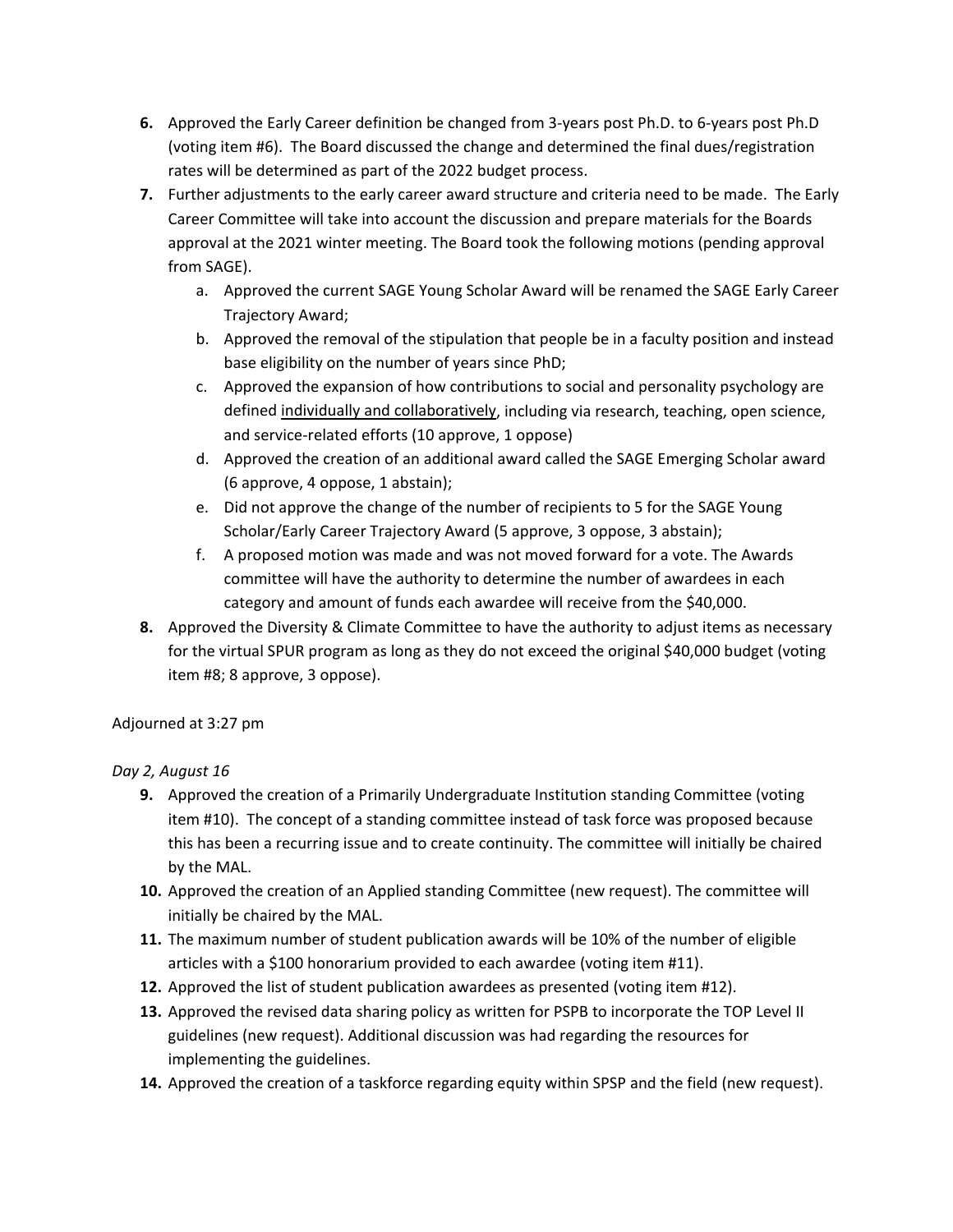6. Approved the Early Career definition be changed from 3-years post Ph.D. to 6-years post Ph.D (voting item #6). The Board discussed the change and determined the final dues/registration rates will be determined as part of the 2022 budget process.
7. Further adjustments to the early career award structure and criteria need to be made. The Early Career Committee will take into account the discussion and prepare materials for the Boards approval at the 2021 winter meeting. The Board took the following motions (pending approval from SAGE).
    a. Approved the current SAGE Young Scholar Award will be renamed the SAGE Early Career Trajectory Award;
    b. Approved the removal of the stipulation that people be in a faculty position and instead base eligibility on the number of years since PhD;
    c. Approved the expansion of how contributions to social and personality psychology are defined <u>individually and collaboratively</u>, including via research, teaching, open science, and service-related efforts (10 approve, 1 oppose)
    d. Approved the creation of an additional award called the SAGE Emerging Scholar award (6 approve, 4 oppose, 1 abstain);
    e. Did not approve the change of the number of recipients to 5 for the SAGE Young Scholar/Early Career Trajectory Award (5 approve, 3 oppose, 3 abstain);
    f. A proposed motion was made and was not moved forward for a vote. The Awards committee will have the authority to determine the number of awardees in each category and amount of funds each awardee will receive from the $40,000.
8. Approved the Diversity & Climate Committee to have the authority to adjust items as necessary for the virtual SPUR program as long as they do not exceed the original $40,000 budget (voting item #8; 8 approve, 3 oppose).

Adjourned at 3:27 pm

*Day 2, August 16*

9. Approved the creation of a Primarily Undergraduate Institution standing Committee (voting item #10). The concept of a standing committee instead of task force was proposed because this has been a recurring issue and to create continuity. The committee will initially be chaired by the MAL.
10. Approved the creation of an Applied standing Committee (new request). The committee will initially be chaired by the MAL.
11. The maximum number of student publication awards will be 10% of the number of eligible articles with a $100 honorarium provided to each awardee (voting item #11).
12. Approved the list of student publication awardees as presented (voting item #12).
13. Approved the revised data sharing policy as written for PSPB to incorporate the TOP Level II guidelines (new request). Additional discussion was had regarding the resources for implementing the guidelines.
14. Approved the creation of a taskforce regarding equity within SPSP and the field (new request).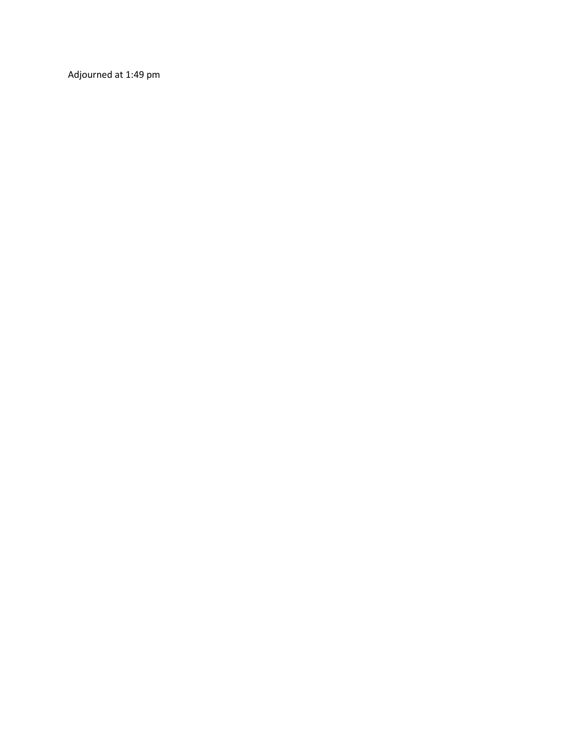Adjourned at 1:49 pm